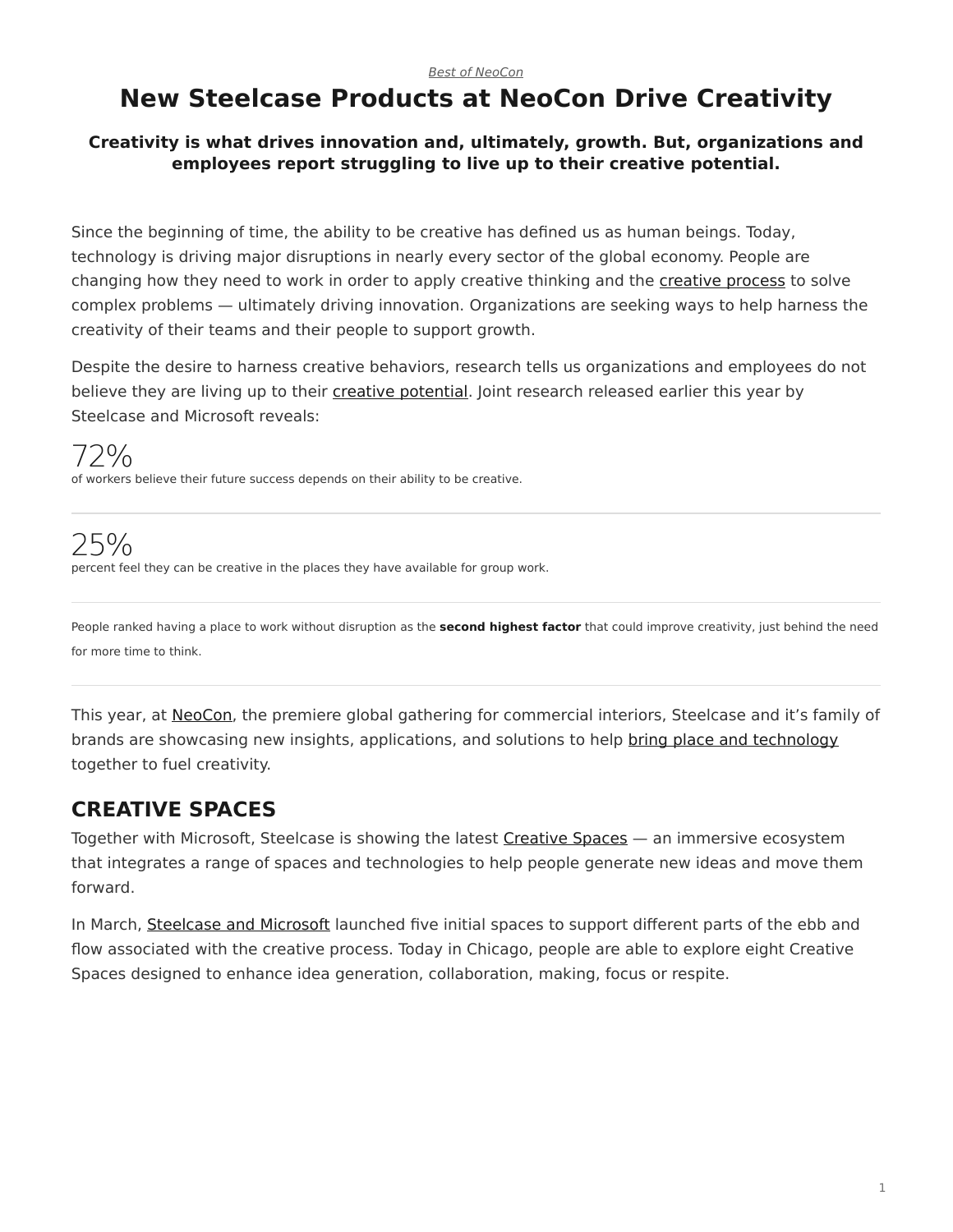*Best of NeoCon*

# New Steelcase Products at NeoCon Drive Creativity

**Creativity is what drives innovation and, ultimately, growth. But, organizations and employees report struggling to live up to their creative potential.**

Since the beginning of time, the ability to be creative has defined us as human beings. Today, technology is driving major disruptions in nearly every sector of the global economy. People are changing how they need to work in order to apply creative thinking and the creative process to solve complex problems — ultimately driving innovation. Organizations are seeking ways to help harness the creativity of their teams and their people to support growth.

Despite the desire to harness creative behaviors, research tells us organizations and employees do not believe they are living up to their creative potential. Joint research released earlier this year by Steelcase and Microsoft reveals:

72%
of workers believe their future success depends on their ability to be creative.

---

25%
percent feel they can be creative in the places they have available for group work.

---

People ranked having a place to work without disruption as the **second highest factor** that could improve creativity, just behind the need for more time to think.

---

This year, at NeoCon, the premiere global gathering for commercial interiors, Steelcase and it's family of brands are showcasing new insights, applications, and solutions to help bring place and technology together to fuel creativity.

## CREATIVE SPACES

Together with Microsoft, Steelcase is showing the latest Creative Spaces — an immersive ecosystem that integrates a range of spaces and technologies to help people generate new ideas and move them forward.

In March, Steelcase and Microsoft launched five initial spaces to support different parts of the ebb and flow associated with the creative process. Today in Chicago, people are able to explore eight Creative Spaces designed to enhance idea generation, collaboration, making, focus or respite.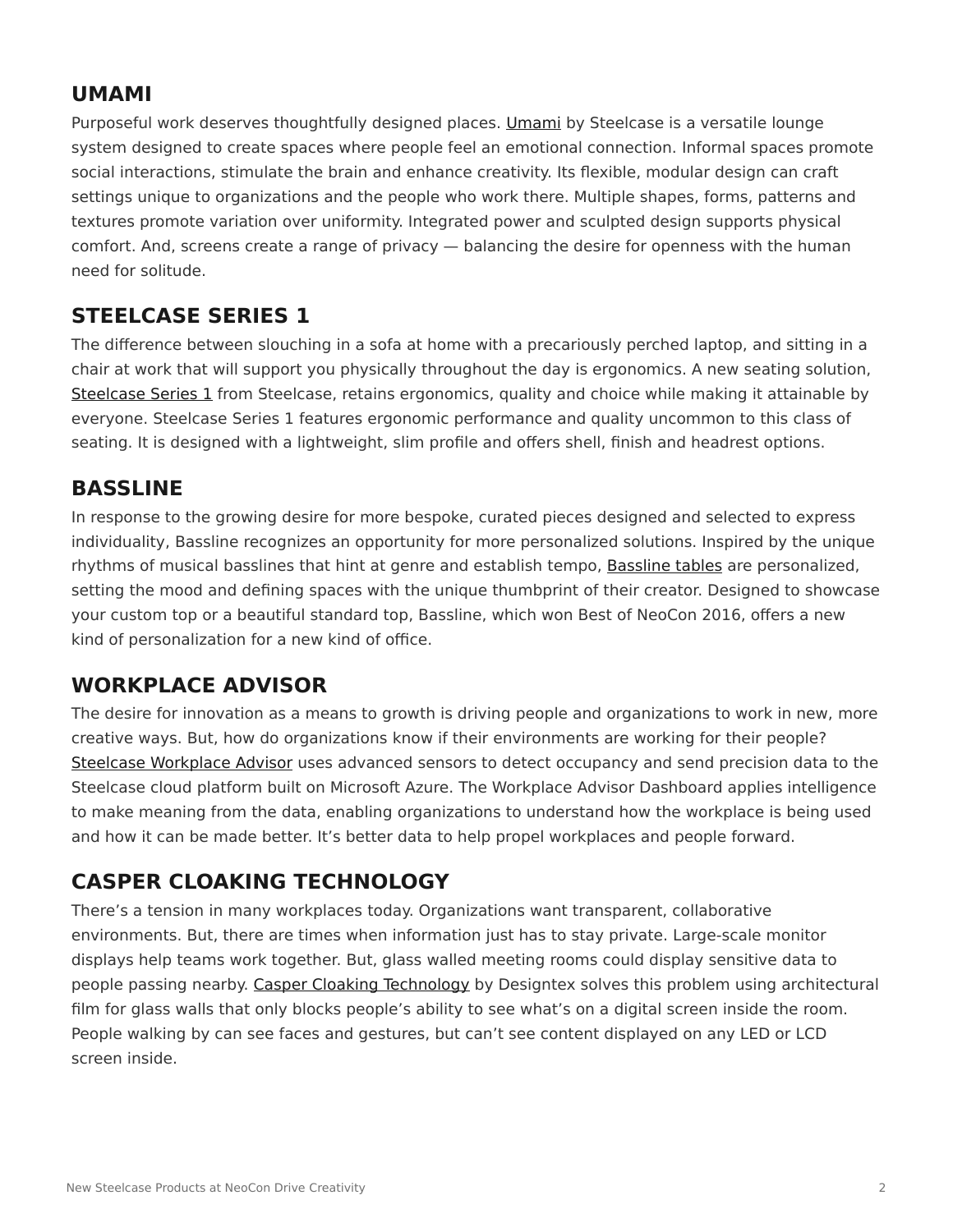## UMAMI

Purposeful work deserves thoughtfully designed places. Umami by Steelcase is a versatile lounge system designed to create spaces where people feel an emotional connection. Informal spaces promote social interactions, stimulate the brain and enhance creativity. Its flexible, modular design can craft settings unique to organizations and the people who work there. Multiple shapes, forms, patterns and textures promote variation over uniformity. Integrated power and sculpted design supports physical comfort. And, screens create a range of privacy — balancing the desire for openness with the human need for solitude.

## STEELCASE SERIES 1

The difference between slouching in a sofa at home with a precariously perched laptop, and sitting in a chair at work that will support you physically throughout the day is ergonomics. A new seating solution, Steelcase Series 1 from Steelcase, retains ergonomics, quality and choice while making it attainable by everyone. Steelcase Series 1 features ergonomic performance and quality uncommon to this class of seating. It is designed with a lightweight, slim profile and offers shell, finish and headrest options.

## BASSLINE

In response to the growing desire for more bespoke, curated pieces designed and selected to express individuality, Bassline recognizes an opportunity for more personalized solutions. Inspired by the unique rhythms of musical basslines that hint at genre and establish tempo, Bassline tables are personalized, setting the mood and defining spaces with the unique thumbprint of their creator. Designed to showcase your custom top or a beautiful standard top, Bassline, which won Best of NeoCon 2016, offers a new kind of personalization for a new kind of office.

## WORKPLACE ADVISOR

The desire for innovation as a means to growth is driving people and organizations to work in new, more creative ways. But, how do organizations know if their environments are working for their people? Steelcase Workplace Advisor uses advanced sensors to detect occupancy and send precision data to the Steelcase cloud platform built on Microsoft Azure. The Workplace Advisor Dashboard applies intelligence to make meaning from the data, enabling organizations to understand how the workplace is being used and how it can be made better. It's better data to help propel workplaces and people forward.

## CASPER CLOAKING TECHNOLOGY

There's a tension in many workplaces today. Organizations want transparent, collaborative environments. But, there are times when information just has to stay private. Large-scale monitor displays help teams work together. But, glass walled meeting rooms could display sensitive data to people passing nearby. Casper Cloaking Technology by Designtex solves this problem using architectural film for glass walls that only blocks people's ability to see what's on a digital screen inside the room. People walking by can see faces and gestures, but can't see content displayed on any LED or LCD screen inside.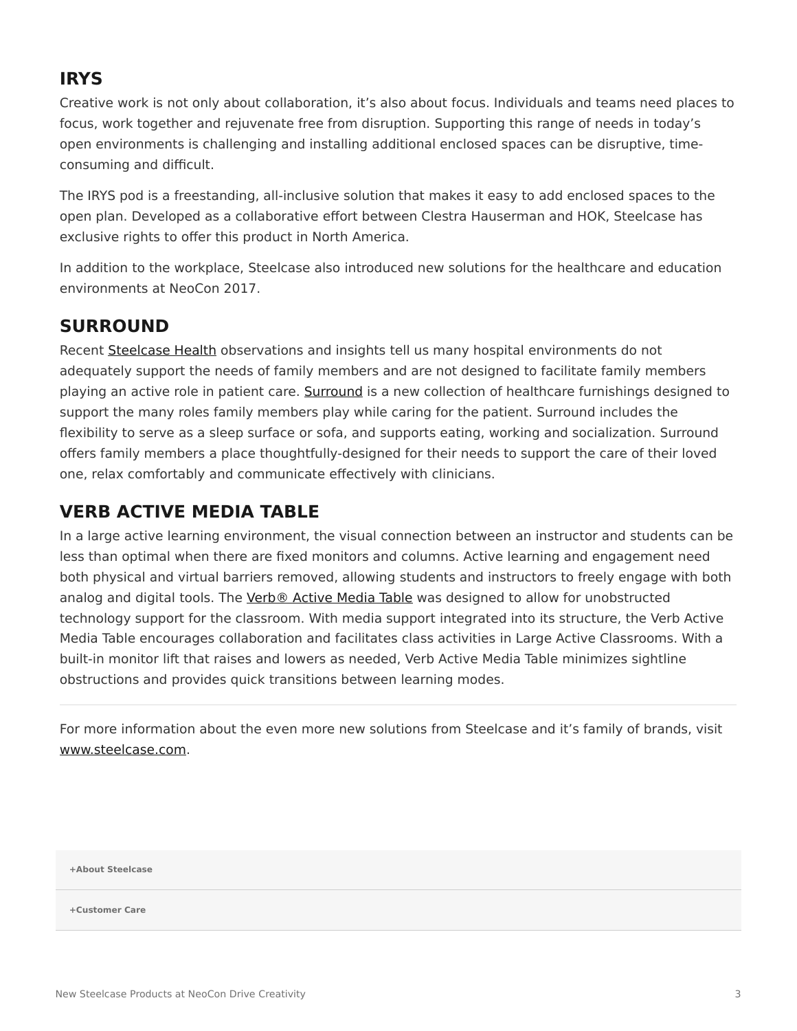## IRYS

Creative work is not only about collaboration, it's also about focus. Individuals and teams need places to focus, work together and rejuvenate free from disruption. Supporting this range of needs in today's open environments is challenging and installing additional enclosed spaces can be disruptive, time-consuming and difficult.

The IRYS pod is a freestanding, all-inclusive solution that makes it easy to add enclosed spaces to the open plan. Developed as a collaborative effort between Clestra Hauserman and HOK, Steelcase has exclusive rights to offer this product in North America.

In addition to the workplace, Steelcase also introduced new solutions for the healthcare and education environments at NeoCon 2017.

## SURROUND

Recent Steelcase Health observations and insights tell us many hospital environments do not adequately support the needs of family members and are not designed to facilitate family members playing an active role in patient care. Surround is a new collection of healthcare furnishings designed to support the many roles family members play while caring for the patient. Surround includes the flexibility to serve as a sleep surface or sofa, and supports eating, working and socialization. Surround offers family members a place thoughtfully-designed for their needs to support the care of their loved one, relax comfortably and communicate effectively with clinicians.

## VERB ACTIVE MEDIA TABLE

In a large active learning environment, the visual connection between an instructor and students can be less than optimal when there are fixed monitors and columns. Active learning and engagement need both physical and virtual barriers removed, allowing students and instructors to freely engage with both analog and digital tools. The Verb® Active Media Table was designed to allow for unobstructed technology support for the classroom. With media support integrated into its structure, the Verb Active Media Table encourages collaboration and facilitates class activities in Large Active Classrooms. With a built-in monitor lift that raises and lowers as needed, Verb Active Media Table minimizes sightline obstructions and provides quick transitions between learning modes.

---

For more information about the even more new solutions from Steelcase and it's family of brands, visit www.steelcase.com.

**+About Steelcase**

**+Customer Care**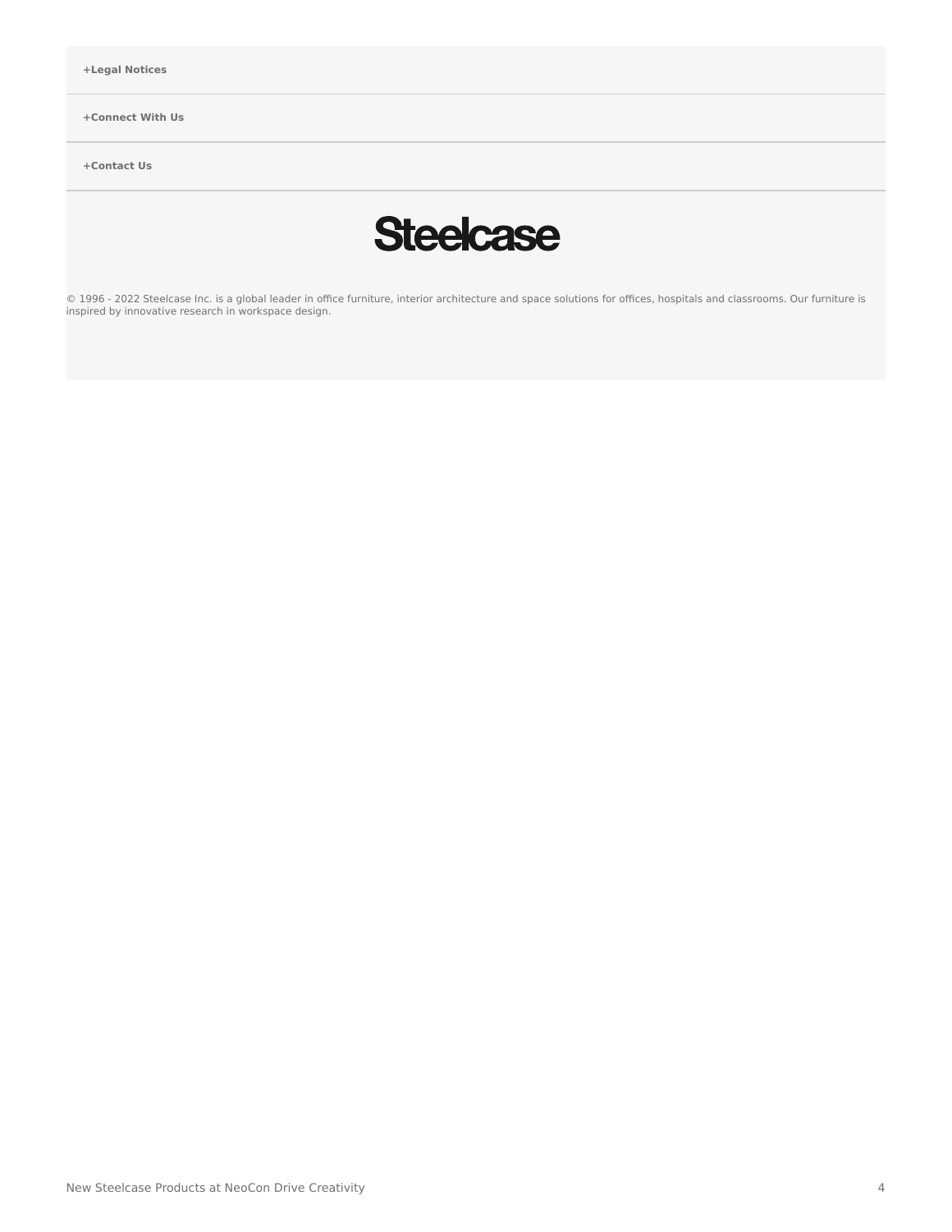**+Legal Notices**

**+Connect With Us**

**+Contact Us**

Steelcase

© 1996 - 2022 Steelcase Inc. is a global leader in office furniture, interior architecture and space solutions for offices, hospitals and classrooms. Our furniture is inspired by innovative research in workspace design.